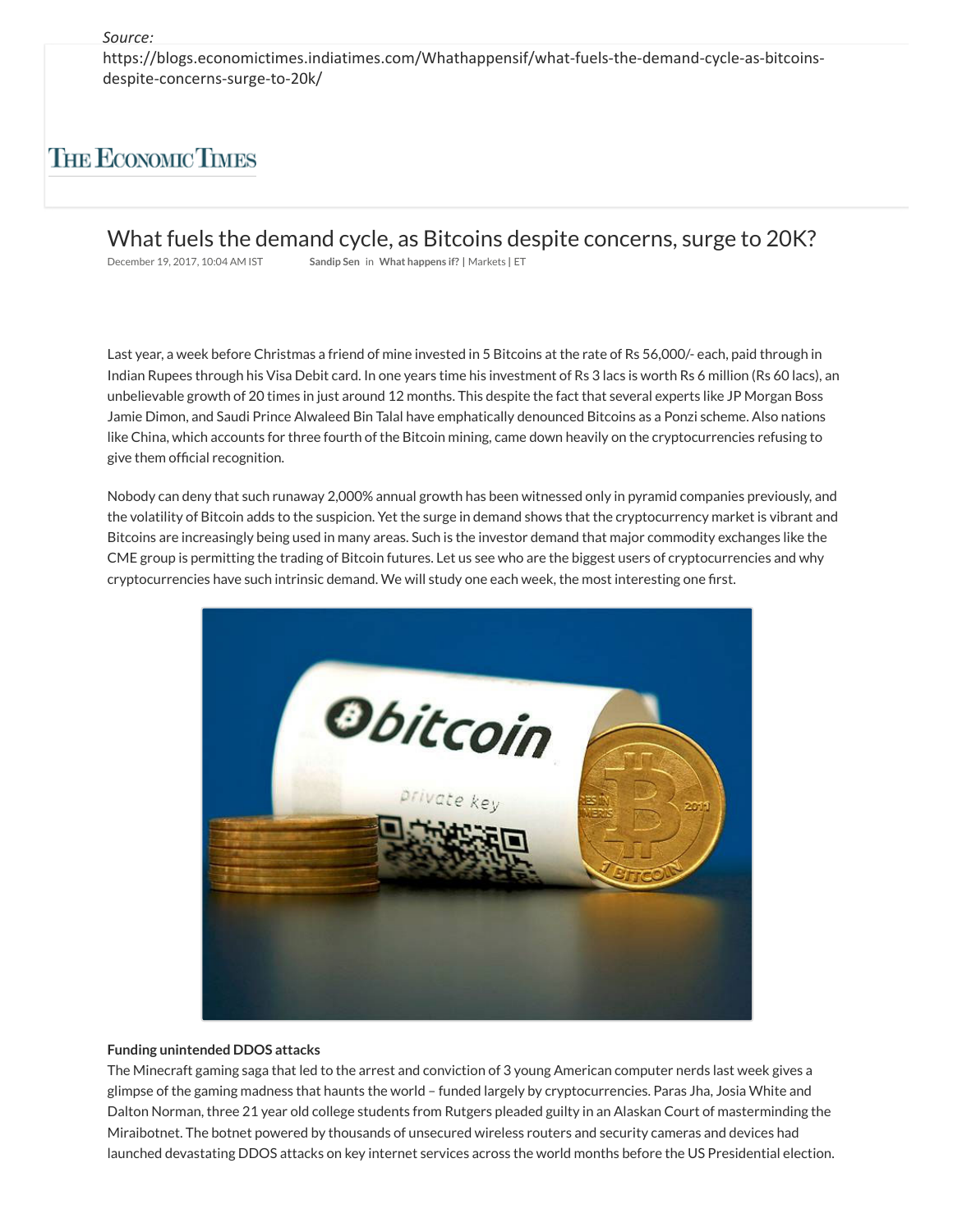*Source:*
https://blogs.economictimes.indiatimes.com/Whathappensif/what-fuels-the-demand-cycle-as-bitcoins-despite-concerns-surge-to-20k/

THE ECONOMIC TIMES

# What fuels the demand cycle, as Bitcoins despite concerns, surge to 20K?

December 19, 2017, 10:04 AM IST **Sandip Sen** in **What happens if?** | Markets | ET

Last year, a week before Christmas a friend of mine invested in 5 Bitcoins at the rate of Rs 56,000/- each, paid through in Indian Rupees through his Visa Debit card. In one years time his investment of Rs 3 lacs is worth Rs 6 million (Rs 60 lacs), an unbelievable growth of 20 times in just around 12 months. This despite the fact that several experts like JP Morgan Boss Jamie Dimon, and Saudi Prince Alwaleed Bin Talal have emphatically denounced Bitcoins as a Ponzi scheme. Also nations like China, which accounts for three fourth of the Bitcoin mining, came down heavily on the cryptocurrencies refusing to give them official recognition.

Nobody can deny that such runaway 2,000% annual growth has been witnessed only in pyramid companies previously, and the volatility of Bitcoin adds to the suspicion. Yet the surge in demand shows that the cryptocurrency market is vibrant and Bitcoins are increasingly being used in many areas. Such is the investor demand that major commodity exchanges like the CME group is permitting the trading of Bitcoin futures. Let us see who are the biggest users of cryptocurrencies and why cryptocurrencies have such intrinsic demand. We will study one each week, the most interesting one first.

**Funding unintended DDOS attacks**

The Minecraft gaming saga that led to the arrest and conviction of 3 young American computer nerds last week gives a glimpse of the gaming madness that haunts the world – funded largely by cryptocurrencies. Paras Jha, Josia White and Dalton Norman, three 21 year old college students from Rutgers pleaded guilty in an Alaskan Court of masterminding the Miraibotnet. The botnet powered by thousands of unsecured wireless routers and security cameras and devices had launched devastating DDOS attacks on key internet services across the world months before the US Presidential election.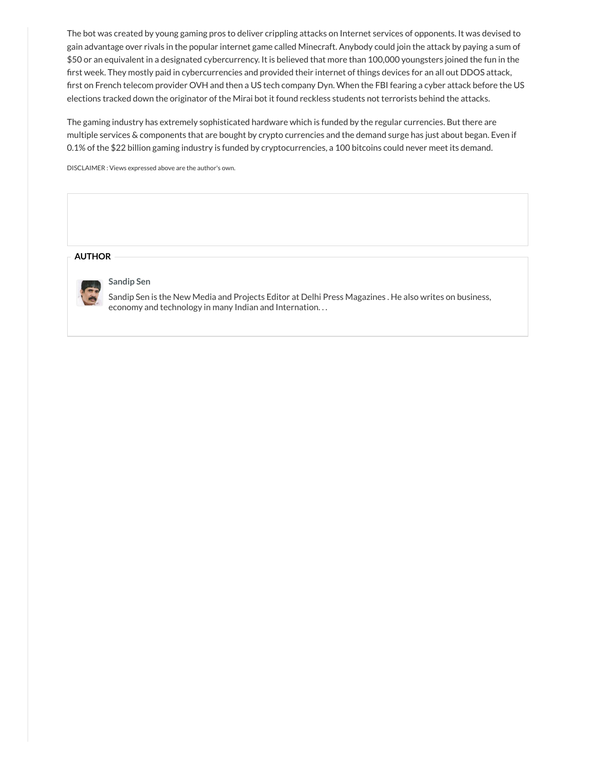The bot was created by young gaming pros to deliver crippling attacks on Internet services of opponents. It was devised to gain advantage over rivals in the popular internet game called Minecraft. Anybody could join the attack by paying a sum of $50 or an equivalent in a designated cybercurrency. It is believed that more than 100,000 youngsters joined the fun in the first week. They mostly paid in cybercurrencies and provided their internet of things devices for an all out DDOS attack, first on French telecom provider OVH and then a US tech company Dyn. When the FBI fearing a cyber attack before the US elections tracked down the originator of the Mirai bot it found reckless students not terrorists behind the attacks.

The gaming industry has extremely sophisticated hardware which is funded by the regular currencies. But there are multiple services & components that are bought by crypto currencies and the demand surge has just about began. Even if 0.1% of the $22 billion gaming industry is funded by cryptocurrencies, a 100 bitcoins could never meet its demand.

DISCLAIMER : Views expressed above are the author's own.

**AUTHOR**

**Sandip Sen**

Sandip Sen is the New Media and Projects Editor at Delhi Press Magazines . He also writes on business, economy and technology in many Indian and Internation. . .